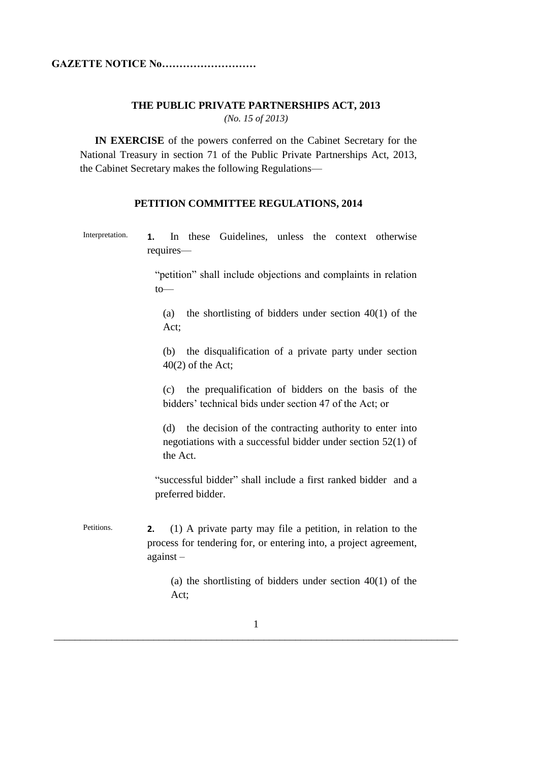**GAZETTE NOTICE No………………………**

**THE PUBLIC PRIVATE PARTNERSHIPS ACT, 2013**
*(No. 15 of 2013)*

**IN EXERCISE** of the powers conferred on the Cabinet Secretary for the National Treasury in section 71 of the Public Private Partnerships Act, 2013, the Cabinet Secretary makes the following Regulations—

## PETITION COMMITTEE REGULATIONS, 2014

Interpretation.

**1.** In these Guidelines, unless the context otherwise requires—

"petition" shall include objections and complaints in relation to—

(a) the shortlisting of bidders under section 40(1) of the Act;

(b) the disqualification of a private party under section 40(2) of the Act;

(c) the prequalification of bidders on the basis of the bidders' technical bids under section 47 of the Act; or

(d) the decision of the contracting authority to enter into negotiations with a successful bidder under section 52(1) of the Act.

"successful bidder" shall include a first ranked bidder and a preferred bidder.

Petitions.

**2.** (1) A private party may file a petition, in relation to the process for tendering for, or entering into, a project agreement, against –

(a) the shortlisting of bidders under section 40(1) of the Act;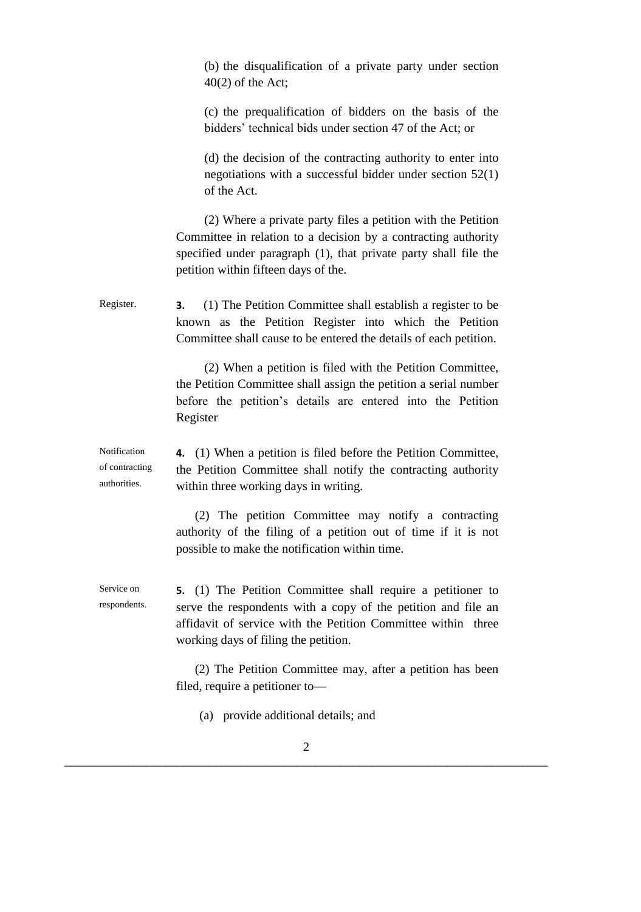(b) the disqualification of a private party under section 40(2) of the Act;

(c) the prequalification of bidders on the basis of the bidders' technical bids under section 47 of the Act; or

(d) the decision of the contracting authority to enter into negotiations with a successful bidder under section 52(1) of the Act.

(2) Where a private party files a petition with the Petition Committee in relation to a decision by a contracting authority specified under paragraph (1), that private party shall file the petition within fifteen days of the.

Register.

**3.** (1) The Petition Committee shall establish a register to be known as the Petition Register into which the Petition Committee shall cause to be entered the details of each petition.

(2) When a petition is filed with the Petition Committee, the Petition Committee shall assign the petition a serial number before the petition's details are entered into the Petition Register

Notification of contracting authorities.

**4.** (1) When a petition is filed before the Petition Committee, the Petition Committee shall notify the contracting authority within three working days in writing.

(2) The petition Committee may notify a contracting authority of the filing of a petition out of time if it is not possible to make the notification within time.

Service on respondents.

**5.** (1) The Petition Committee shall require a petitioner to serve the respondents with a copy of the petition and file an affidavit of service with the Petition Committee within three working days of filing the petition.

(2) The Petition Committee may, after a petition has been filed, require a petitioner to—

(a) provide additional details; and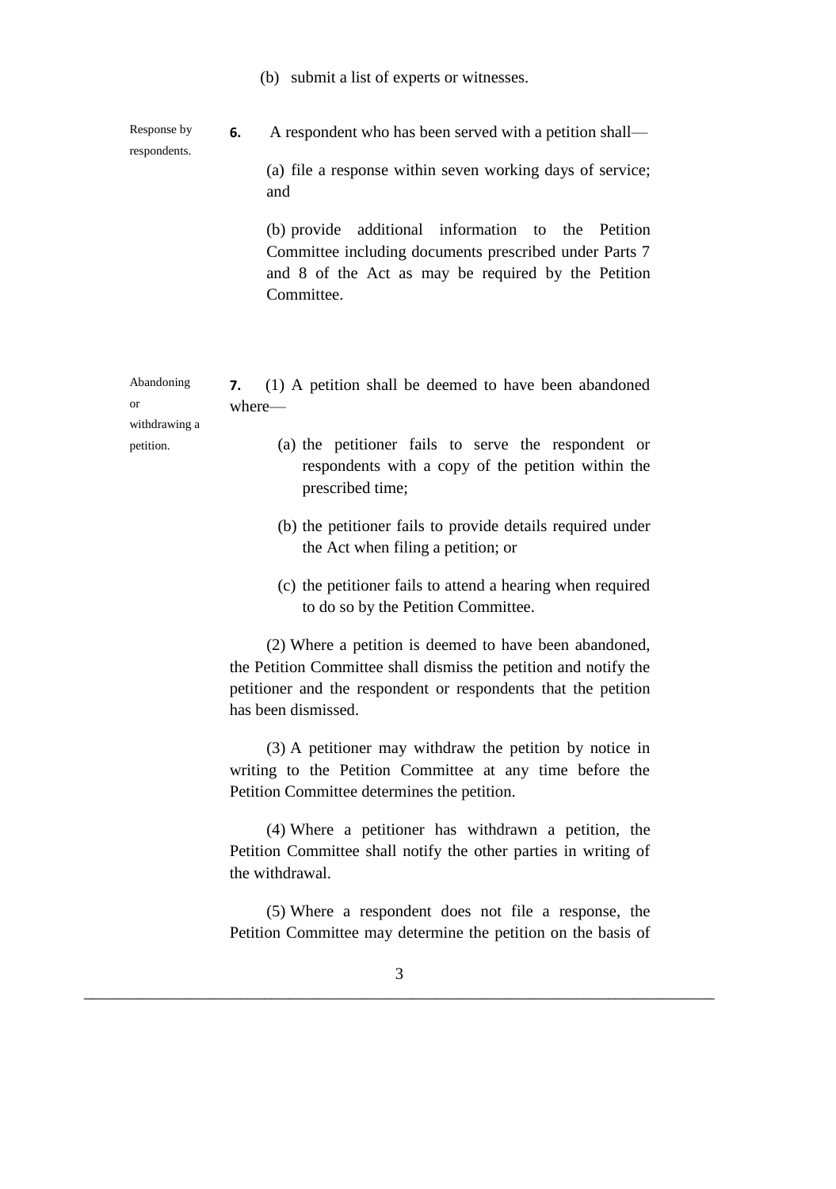(b) submit a list of experts or witnesses.

Response by respondents.

**6.** A respondent who has been served with a petition shall—

(a) file a response within seven working days of service; and

(b) provide additional information to the Petition Committee including documents prescribed under Parts 7 and 8 of the Act as may be required by the Petition Committee.

Abandoning or withdrawing a petition.

**7.** (1) A petition shall be deemed to have been abandoned where—

(a) the petitioner fails to serve the respondent or respondents with a copy of the petition within the prescribed time;

(b) the petitioner fails to provide details required under the Act when filing a petition; or

(c) the petitioner fails to attend a hearing when required to do so by the Petition Committee.

(2) Where a petition is deemed to have been abandoned, the Petition Committee shall dismiss the petition and notify the petitioner and the respondent or respondents that the petition has been dismissed.

(3) A petitioner may withdraw the petition by notice in writing to the Petition Committee at any time before the Petition Committee determines the petition.

(4) Where a petitioner has withdrawn a petition, the Petition Committee shall notify the other parties in writing of the withdrawal.

(5) Where a respondent does not file a response, the Petition Committee may determine the petition on the basis of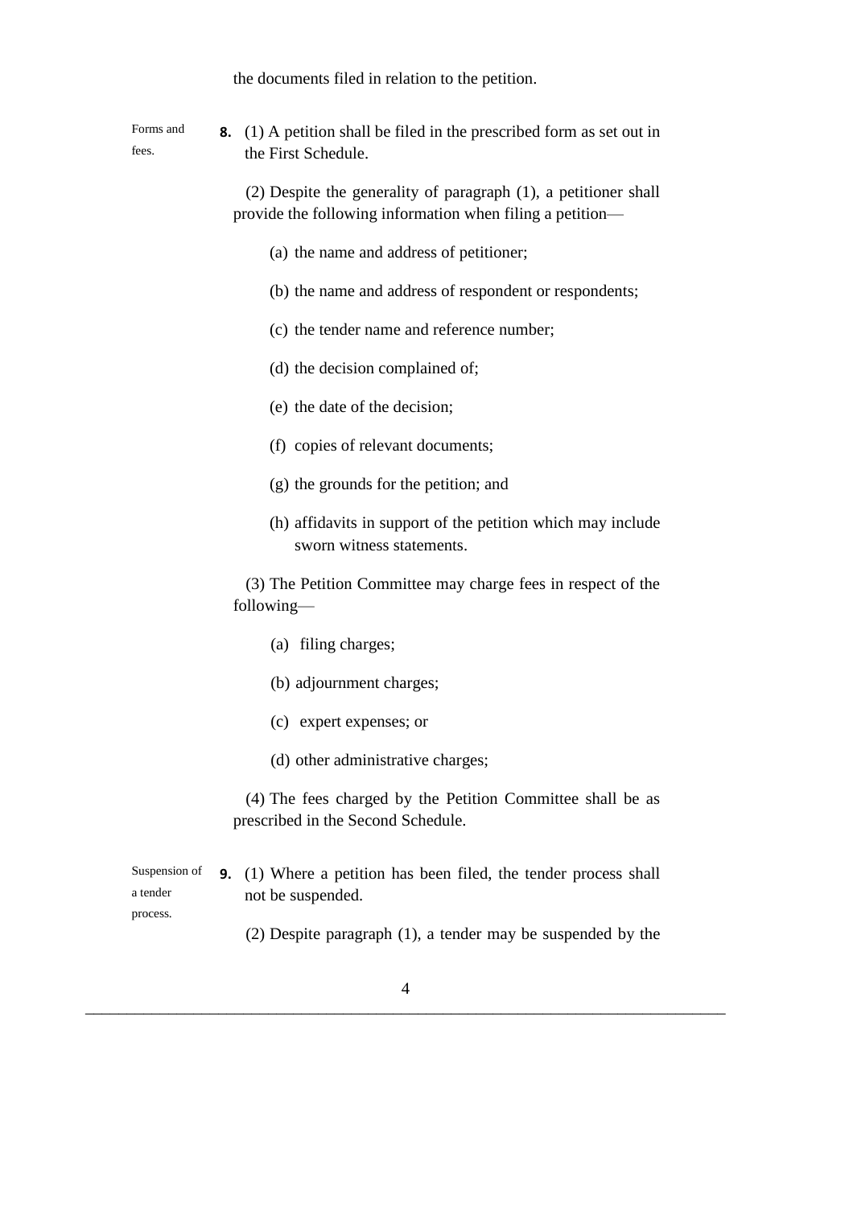the documents filed in relation to the petition.

*Forms and fees.*

**8.** (1) A petition shall be filed in the prescribed form as set out in the First Schedule.

(2) Despite the generality of paragraph (1), a petitioner shall provide the following information when filing a petition—

(a) the name and address of petitioner;

(b) the name and address of respondent or respondents;

(c) the tender name and reference number;

(d) the decision complained of;

(e) the date of the decision;

(f) copies of relevant documents;

(g) the grounds for the petition; and

(h) affidavits in support of the petition which may include sworn witness statements.

(3) The Petition Committee may charge fees in respect of the following—

(a) filing charges;

(b) adjournment charges;

(c) expert expenses; or

(d) other administrative charges;

(4) The fees charged by the Petition Committee shall be as prescribed in the Second Schedule.

*Suspension of a tender process.*

**9.** (1) Where a petition has been filed, the tender process shall not be suspended.

(2) Despite paragraph (1), a tender may be suspended by the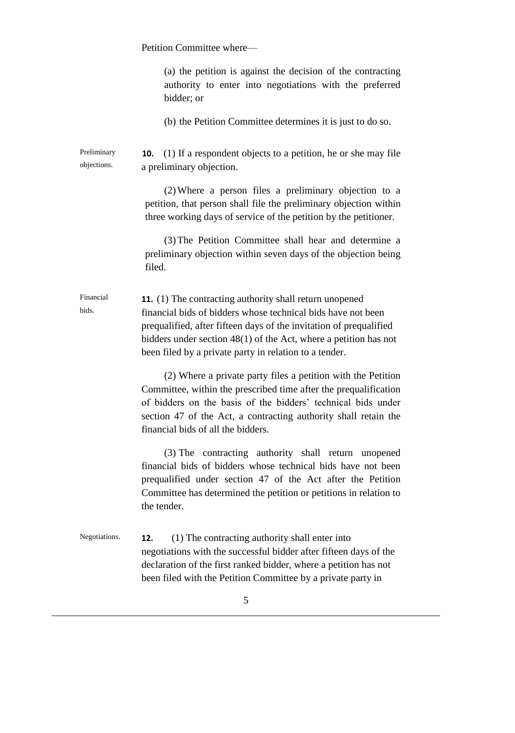Petition Committee where—

(a) the petition is against the decision of the contracting authority to enter into negotiations with the preferred bidder; or

(b) the Petition Committee determines it is just to do so.

Preliminary objections.

**10.** (1) If a respondent objects to a petition, he or she may file a preliminary objection.

(2) Where a person files a preliminary objection to a petition, that person shall file the preliminary objection within three working days of service of the petition by the petitioner.

(3) The Petition Committee shall hear and determine a preliminary objection within seven days of the objection being filed.

Financial bids.

**11.** (1) The contracting authority shall return unopened financial bids of bidders whose technical bids have not been prequalified, after fifteen days of the invitation of prequalified bidders under section 48(1) of the Act, where a petition has not been filed by a private party in relation to a tender.

(2) Where a private party files a petition with the Petition Committee, within the prescribed time after the prequalification of bidders on the basis of the bidders' technical bids under section 47 of the Act, a contracting authority shall retain the financial bids of all the bidders.

(3) The contracting authority shall return unopened financial bids of bidders whose technical bids have not been prequalified under section 47 of the Act after the Petition Committee has determined the petition or petitions in relation to the tender.

Negotiations.

**12.** (1) The contracting authority shall enter into negotiations with the successful bidder after fifteen days of the declaration of the first ranked bidder, where a petition has not been filed with the Petition Committee by a private party in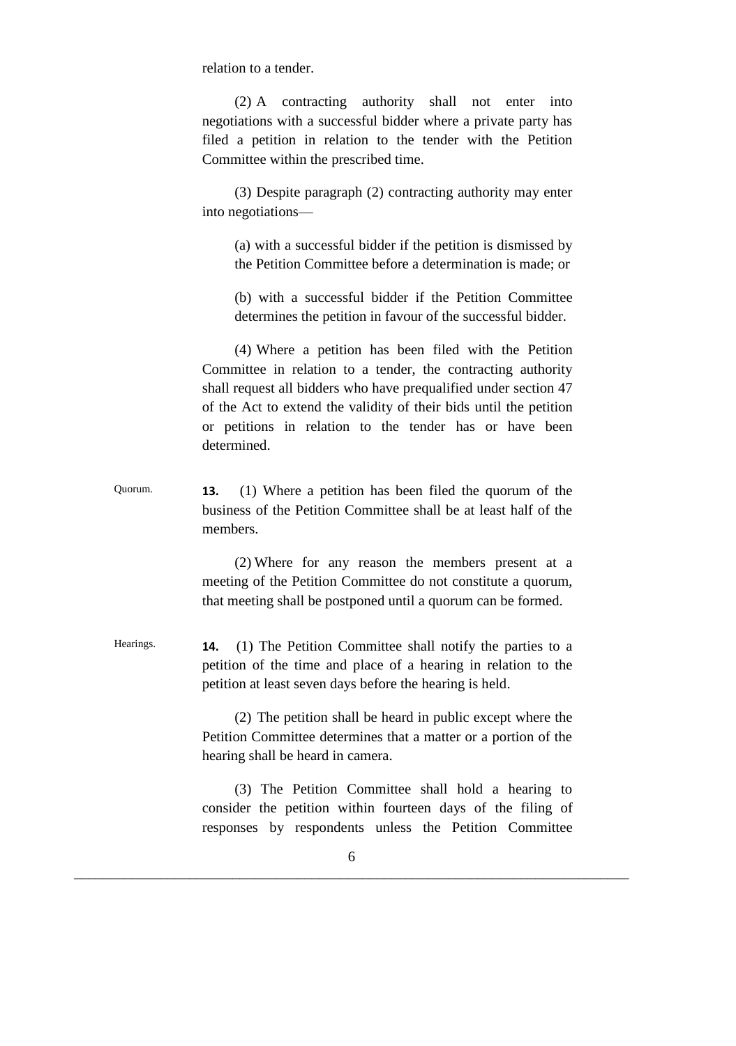relation to a tender.

(2) A contracting authority shall not enter into negotiations with a successful bidder where a private party has filed a petition in relation to the tender with the Petition Committee within the prescribed time.

(3) Despite paragraph (2) contracting authority may enter into negotiations—

(a) with a successful bidder if the petition is dismissed by the Petition Committee before a determination is made; or

(b) with a successful bidder if the Petition Committee determines the petition in favour of the successful bidder.

(4) Where a petition has been filed with the Petition Committee in relation to a tender, the contracting authority shall request all bidders who have prequalified under section 47 of the Act to extend the validity of their bids until the petition or petitions in relation to the tender has or have been determined.

Quorum.

**13.** (1) Where a petition has been filed the quorum of the business of the Petition Committee shall be at least half of the members.

(2) Where for any reason the members present at a meeting of the Petition Committee do not constitute a quorum, that meeting shall be postponed until a quorum can be formed.

Hearings.

**14.** (1) The Petition Committee shall notify the parties to a petition of the time and place of a hearing in relation to the petition at least seven days before the hearing is held.

(2) The petition shall be heard in public except where the Petition Committee determines that a matter or a portion of the hearing shall be heard in camera.

(3) The Petition Committee shall hold a hearing to consider the petition within fourteen days of the filing of responses by respondents unless the Petition Committee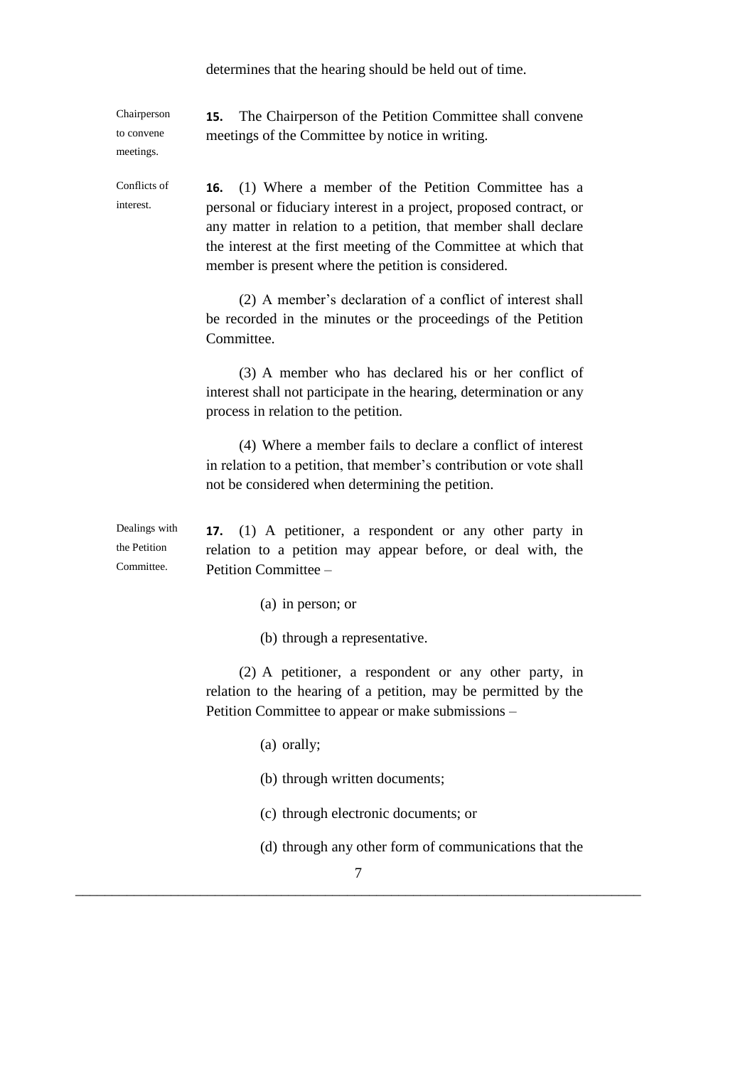determines that the hearing should be held out of time.

Chairperson to convene meetings.

**15.** The Chairperson of the Petition Committee shall convene meetings of the Committee by notice in writing.

Conflicts of interest.

**16.** (1) Where a member of the Petition Committee has a personal or fiduciary interest in a project, proposed contract, or any matter in relation to a petition, that member shall declare the interest at the first meeting of the Committee at which that member is present where the petition is considered.

(2) A member's declaration of a conflict of interest shall be recorded in the minutes or the proceedings of the Petition Committee.

(3) A member who has declared his or her conflict of interest shall not participate in the hearing, determination or any process in relation to the petition.

(4) Where a member fails to declare a conflict of interest in relation to a petition, that member's contribution or vote shall not be considered when determining the petition.

Dealings with the Petition Committee.

**17.** (1) A petitioner, a respondent or any other party in relation to a petition may appear before, or deal with, the Petition Committee –

(a) in person; or

(b) through a representative.

(2) A petitioner, a respondent or any other party, in relation to the hearing of a petition, may be permitted by the Petition Committee to appear or make submissions –

(a) orally;

(b) through written documents;

(c) through electronic documents; or

(d) through any other form of communications that the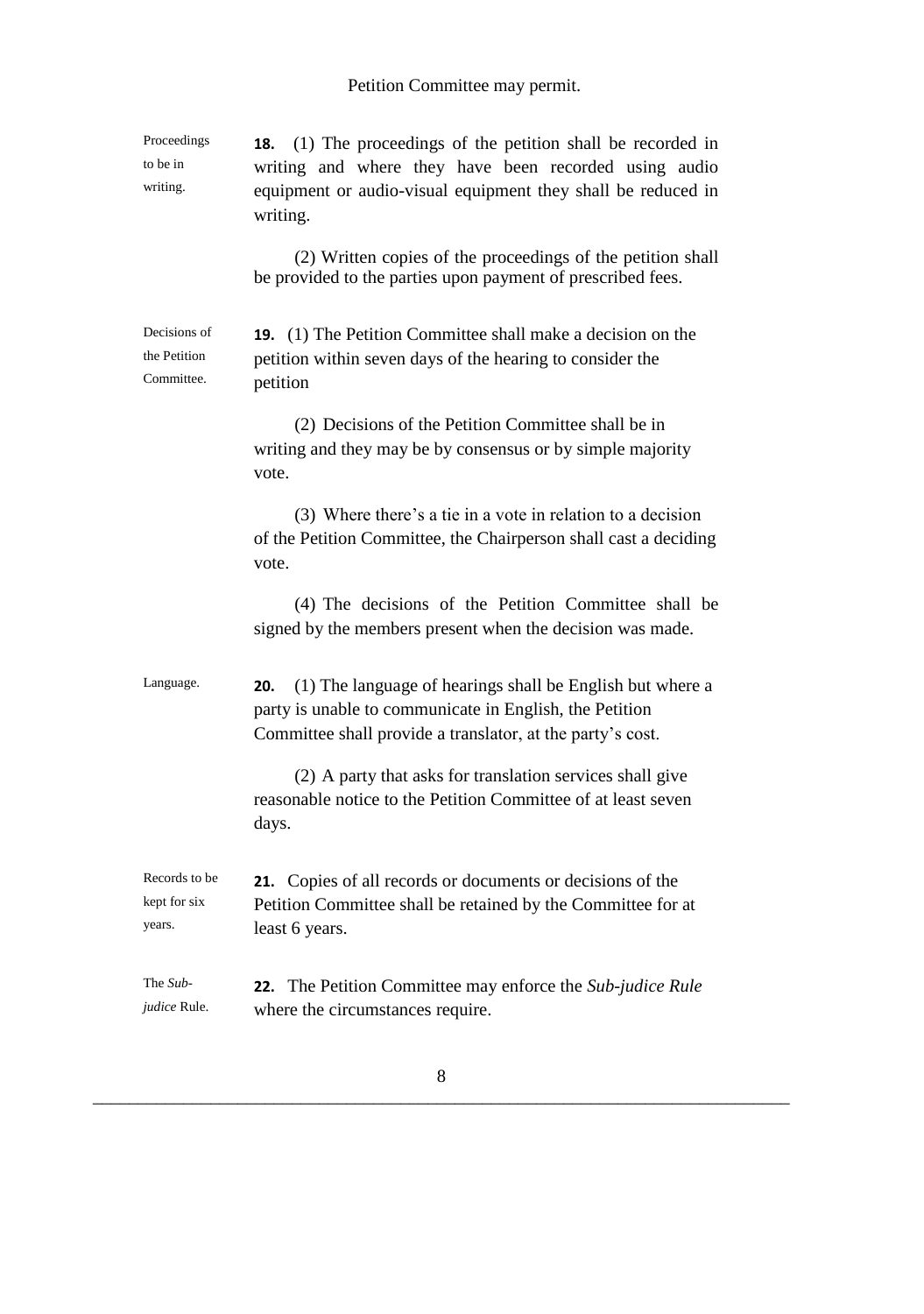Petition Committee may permit.

**Proceedings to be in writing.**

**18.** (1) The proceedings of the petition shall be recorded in writing and where they have been recorded using audio equipment or audio-visual equipment they shall be reduced in writing.

(2) Written copies of the proceedings of the petition shall be provided to the parties upon payment of prescribed fees.

**Decisions of the Petition Committee.**

**19.** (1) The Petition Committee shall make a decision on the petition within seven days of the hearing to consider the petition

(2) Decisions of the Petition Committee shall be in writing and they may be by consensus or by simple majority vote.

(3) Where there's a tie in a vote in relation to a decision of the Petition Committee, the Chairperson shall cast a deciding vote.

(4) The decisions of the Petition Committee shall be signed by the members present when the decision was made.

**Language.**

**20.** (1) The language of hearings shall be English but where a party is unable to communicate in English, the Petition Committee shall provide a translator, at the party's cost.

(2) A party that asks for translation services shall give reasonable notice to the Petition Committee of at least seven days.

**Records to be kept for six years.**

**21.** Copies of all records or documents or decisions of the Petition Committee shall be retained by the Committee for at least 6 years.

**The *Sub-judice* Rule.**

**22.** The Petition Committee may enforce the *Sub-judice Rule* where the circumstances require.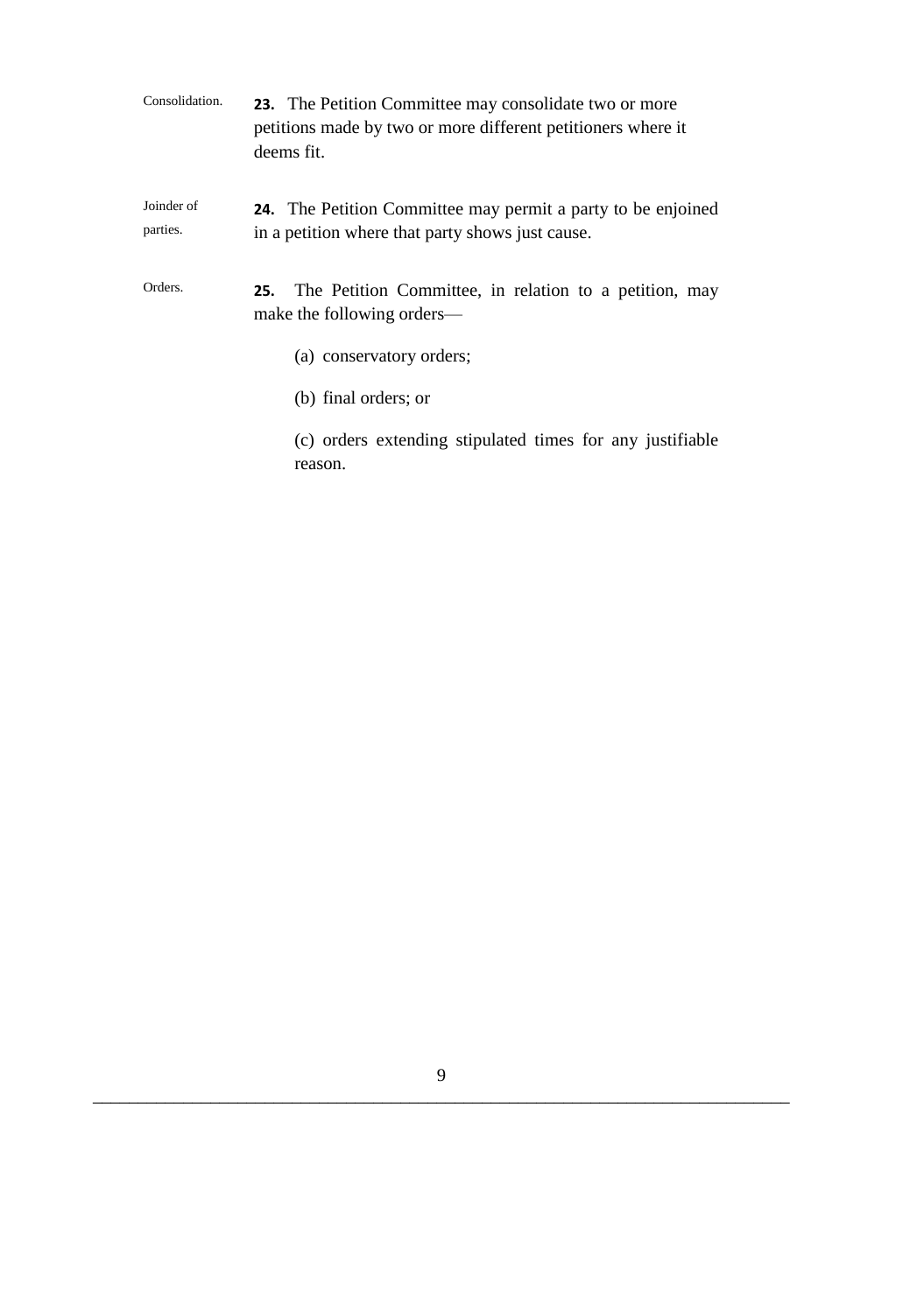Consolidation.

**23.** The Petition Committee may consolidate two or more petitions made by two or more different petitioners where it deems fit.

Joinder of parties.

**24.** The Petition Committee may permit a party to be enjoined in a petition where that party shows just cause.

Orders.

**25.** The Petition Committee, in relation to a petition, may make the following orders—

(a) conservatory orders;

(b) final orders; or

(c) orders extending stipulated times for any justifiable reason.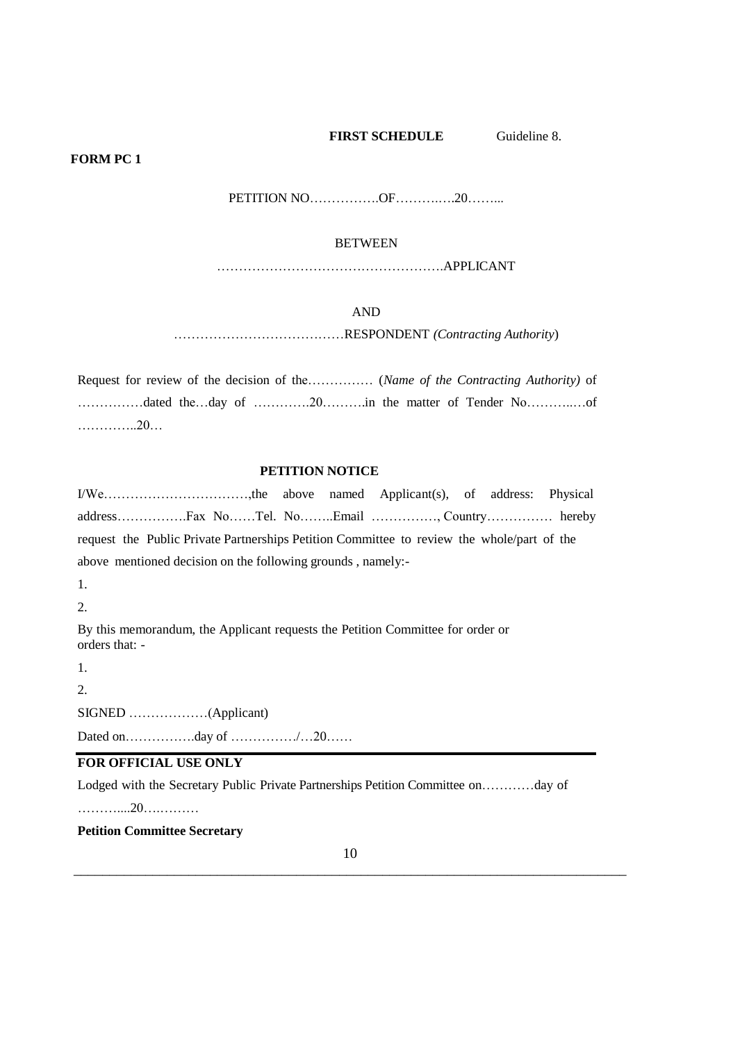**FIRST SCHEDULE** Guideline 8.

**FORM PC 1**

PETITION NO…………….OF……….….20……...

BETWEEN

…………………………………………….APPLICANT

AND

…………………………………RESPONDENT *(Contracting Authority*)

Request for review of the decision of the…………… (*Name of the Contracting Authority)* of ……………dated the…day of ………….20……….in the matter of Tender No………..…of …………..20…

**PETITION NOTICE**

I/We……………………………,the above named Applicant(s), of address: Physical address…………….Fax No……Tel. No……..Email ……………, Country…………… hereby request the Public Private Partnerships Petition Committee to review the whole/part of the above mentioned decision on the following grounds , namely:-

1.

2.

By this memorandum, the Applicant requests the Petition Committee for order or orders that: -

1.

2.

SIGNED ………………(Applicant)

Dated on…………….day of ……………/…20……

---

**FOR OFFICIAL USE ONLY**

Lodged with the Secretary Public Private Partnerships Petition Committee on…………day of

………....20….………

**Petition Committee Secretary**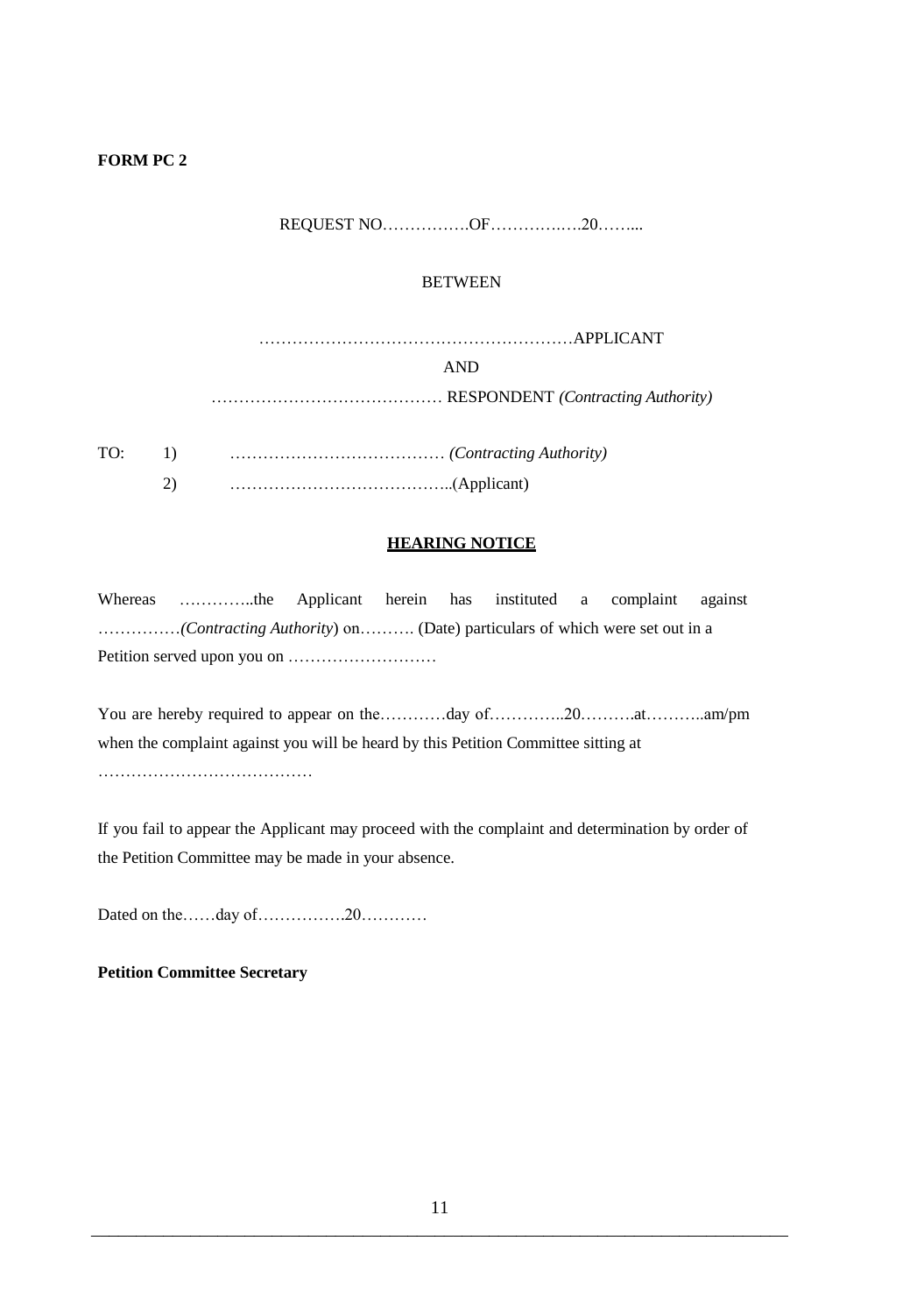**FORM PC 2**

REQUEST NO…………….OF………….….20……...

BETWEEN

…………………………………………………APPLICANT

AND

…………………………………… RESPONDENT *(Contracting Authority)*

TO: 1) ………………………………… *(Contracting Authority)*

2) …………………………………..(Applicant)

**HEARING NOTICE**

Whereas …………..the Applicant herein has instituted a complaint against ……………*(Contracting Authority*) on………. (Date) particulars of which were set out in a Petition served upon you on ………………………

You are hereby required to appear on the…………day of…………..20……….at………..am/pm when the complaint against you will be heard by this Petition Committee sitting at …………………………………

If you fail to appear the Applicant may proceed with the complaint and determination by order of the Petition Committee may be made in your absence.

Dated on the……day of…………….20…………

**Petition Committee Secretary**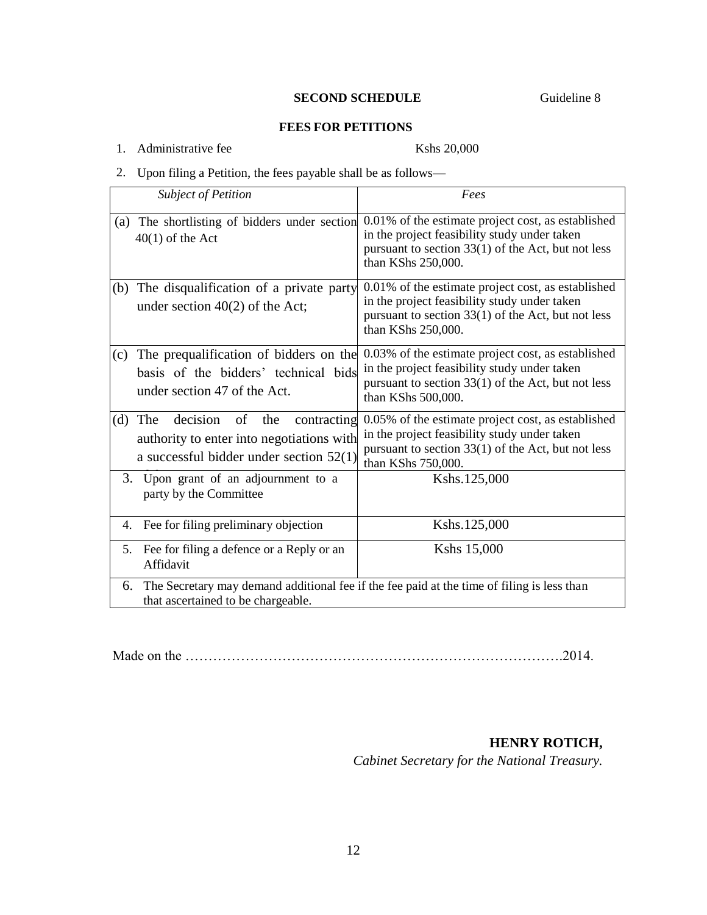**SECOND SCHEDULE** Guideline 8

**FEES FOR PETITIONS**

1. Administrative fee Kshs 20,000

2. Upon filing a Petition, the fees payable shall be as follows—

| *Subject of Petition* | *Fees* |
|---|---|
| (a) The shortlisting of bidders under section 40(1) of the Act | 0.01% of the estimate project cost, as established in the project feasibility study under taken pursuant to section 33(1) of the Act, but not less than KShs 250,000. |
| (b) The disqualification of a private party under section 40(2) of the Act; | 0.01% of the estimate project cost, as established in the project feasibility study under taken pursuant to section 33(1) of the Act, but not less than KShs 250,000. |
| (c) The prequalification of bidders on the basis of the bidders' technical bids under section 47 of the Act. | 0.03% of the estimate project cost, as established in the project feasibility study under taken pursuant to section 33(1) of the Act, but not less than KShs 500,000. |
| (d) The decision of the contracting authority to enter into negotiations with a successful bidder under section 52(1) | 0.05% of the estimate project cost, as established in the project feasibility study under taken pursuant to section 33(1) of the Act, but not less than KShs 750,000. |
| 3. Upon grant of an adjournment to a party by the Committee | Kshs.125,000 |
| 4. Fee for filing preliminary objection | Kshs.125,000 |
| 5. Fee for filing a defence or a Reply or an Affidavit | Kshs 15,000 |
| 6. The Secretary may demand additional fee if the fee paid at the time of filing is less than that ascertained to be chargeable. | |

Made on the ………………………………………………………………………2014.

**HENRY ROTICH,**
*Cabinet Secretary for the National Treasury.*